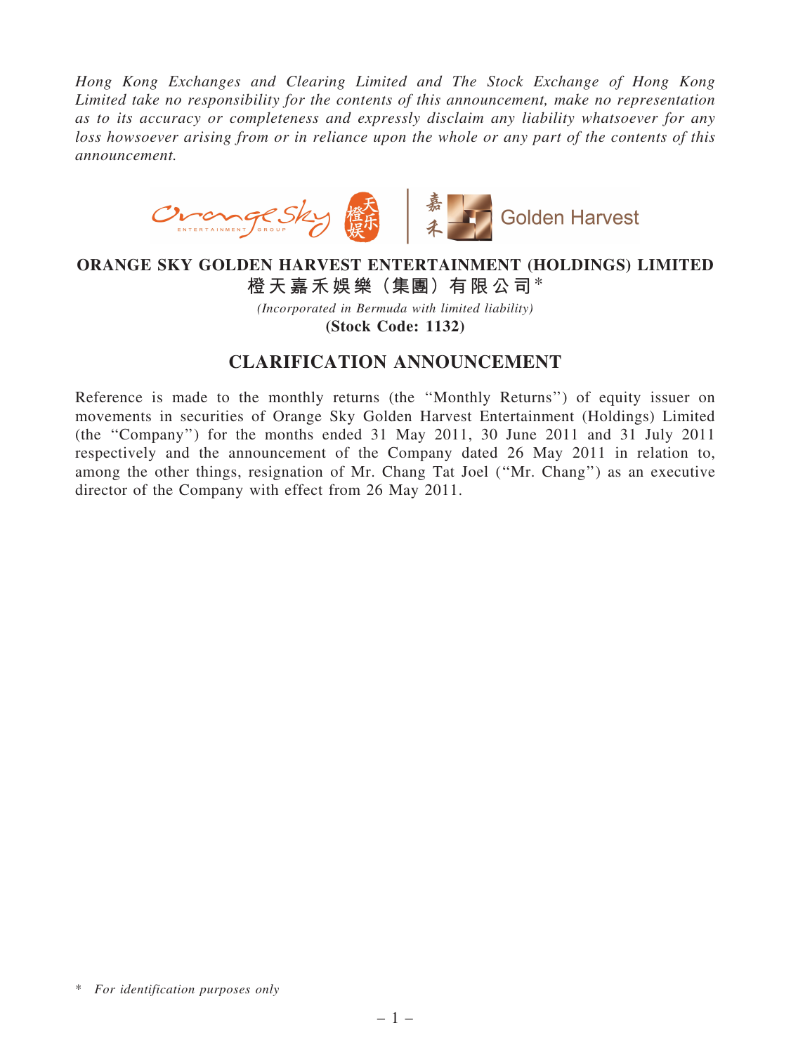*Hong Kong Exchanges and Clearing Limited and The Stock Exchange of Hong Kong Limited take no responsibility for the contents of this announcement, make no representation as to its accuracy or completeness and expressly disclaim any liability whatsoever for any loss howsoever arising from or in reliance upon the whole or any part of the contents of this announcement.*

**ORANGE SKY GOLDEN HARVEST ENTERTAINMENT (HOLDINGS) LIMITED**
**橙天嘉禾娛樂（集團）有限公司***

*(Incorporated in Bermuda with limited liability)*
**(Stock Code: 1132)**

## CLARIFICATION ANNOUNCEMENT

Reference is made to the monthly returns (the "Monthly Returns") of equity issuer on movements in securities of Orange Sky Golden Harvest Entertainment (Holdings) Limited (the "Company") for the months ended 31 May 2011, 30 June 2011 and 31 July 2011 respectively and the announcement of the Company dated 26 May 2011 in relation to, among the other things, resignation of Mr. Chang Tat Joel ("Mr. Chang") as an executive director of the Company with effect from 26 May 2011.

\* *For identification purposes only*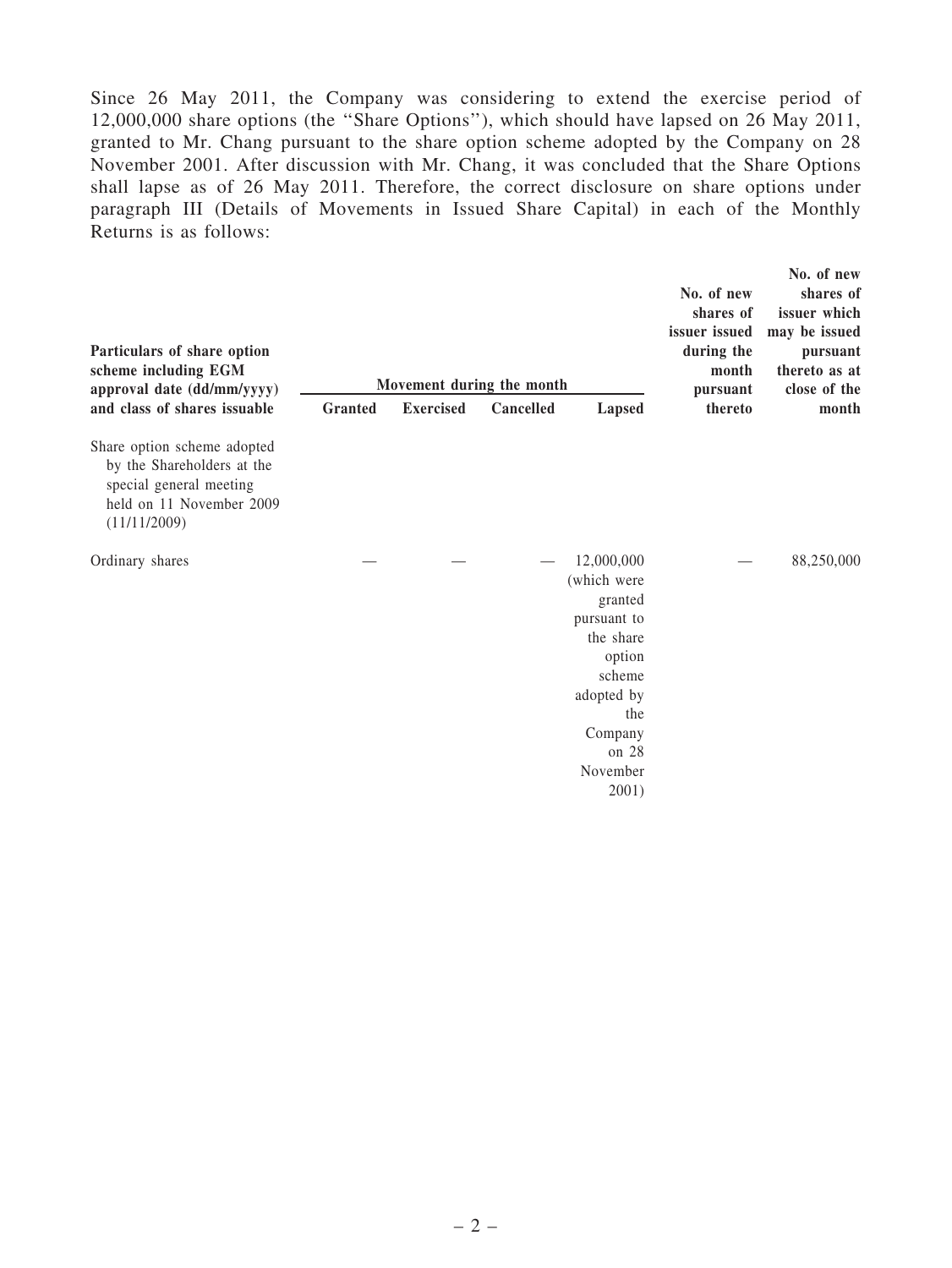Since 26 May 2011, the Company was considering to extend the exercise period of 12,000,000 share options (the "Share Options"), which should have lapsed on 26 May 2011, granted to Mr. Chang pursuant to the share option scheme adopted by the Company on 28 November 2001. After discussion with Mr. Chang, it was concluded that the Share Options shall lapse as of 26 May 2011. Therefore, the correct disclosure on share options under paragraph III (Details of Movements in Issued Share Capital) in each of the Monthly Returns is as follows:

| Particulars of share option scheme including EGM approval date (dd/mm/yyyy) and class of shares issuable | Movement during the month | | | | No. of new shares of issuer issued during the month pursuant thereto | No. of new shares of issuer which may be issued pursuant thereto as at close of the month |
|---|---|---|---|---|---|---|
| | Granted | Exercised | Cancelled | Lapsed | | |
| Share option scheme adopted by the Shareholders at the special general meeting held on 11 November 2009 (11/11/2009) | | | | | | |
| Ordinary shares | — | — | — | 12,000,000 (which were granted pursuant to the share option scheme adopted by the Company on 28 November 2001) | — | 88,250,000 |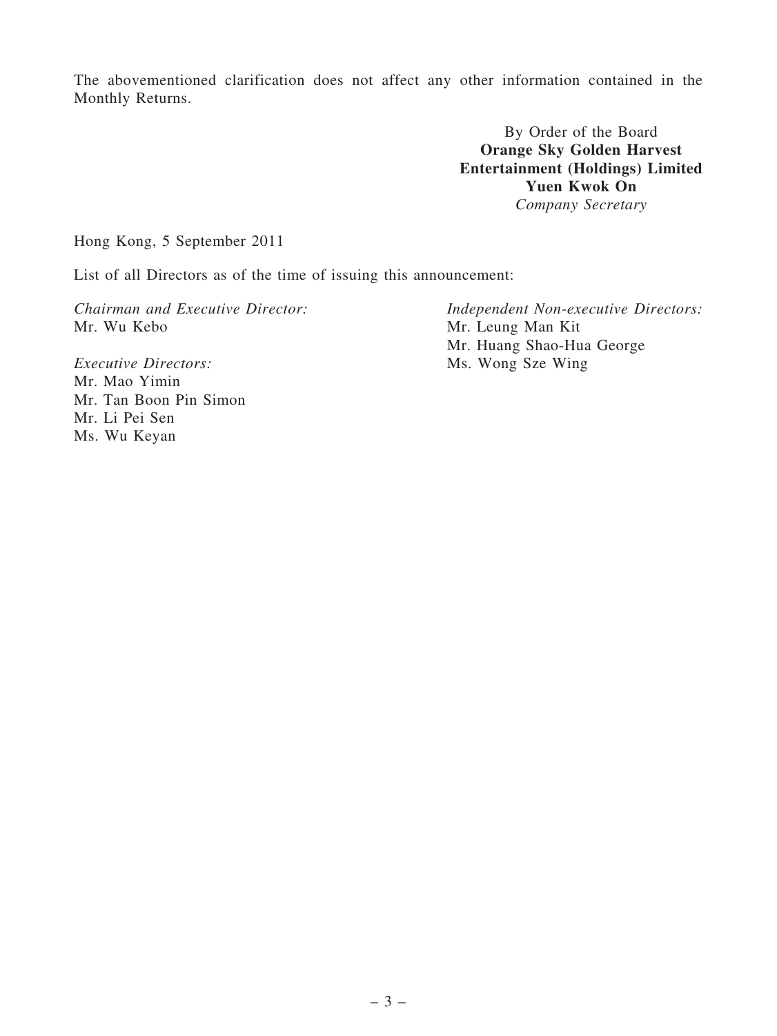The abovementioned clarification does not affect any other information contained in the Monthly Returns.

By Order of the Board
**Orange Sky Golden Harvest Entertainment (Holdings) Limited**
**Yuen Kwok On**
*Company Secretary*

Hong Kong, 5 September 2011

List of all Directors as of the time of issuing this announcement:

*Chairman and Executive Director:*
Mr. Wu Kebo

*Executive Directors:*
Mr. Mao Yimin
Mr. Tan Boon Pin Simon
Mr. Li Pei Sen
Ms. Wu Keyan

*Independent Non-executive Directors:*
Mr. Leung Man Kit
Mr. Huang Shao-Hua George
Ms. Wong Sze Wing